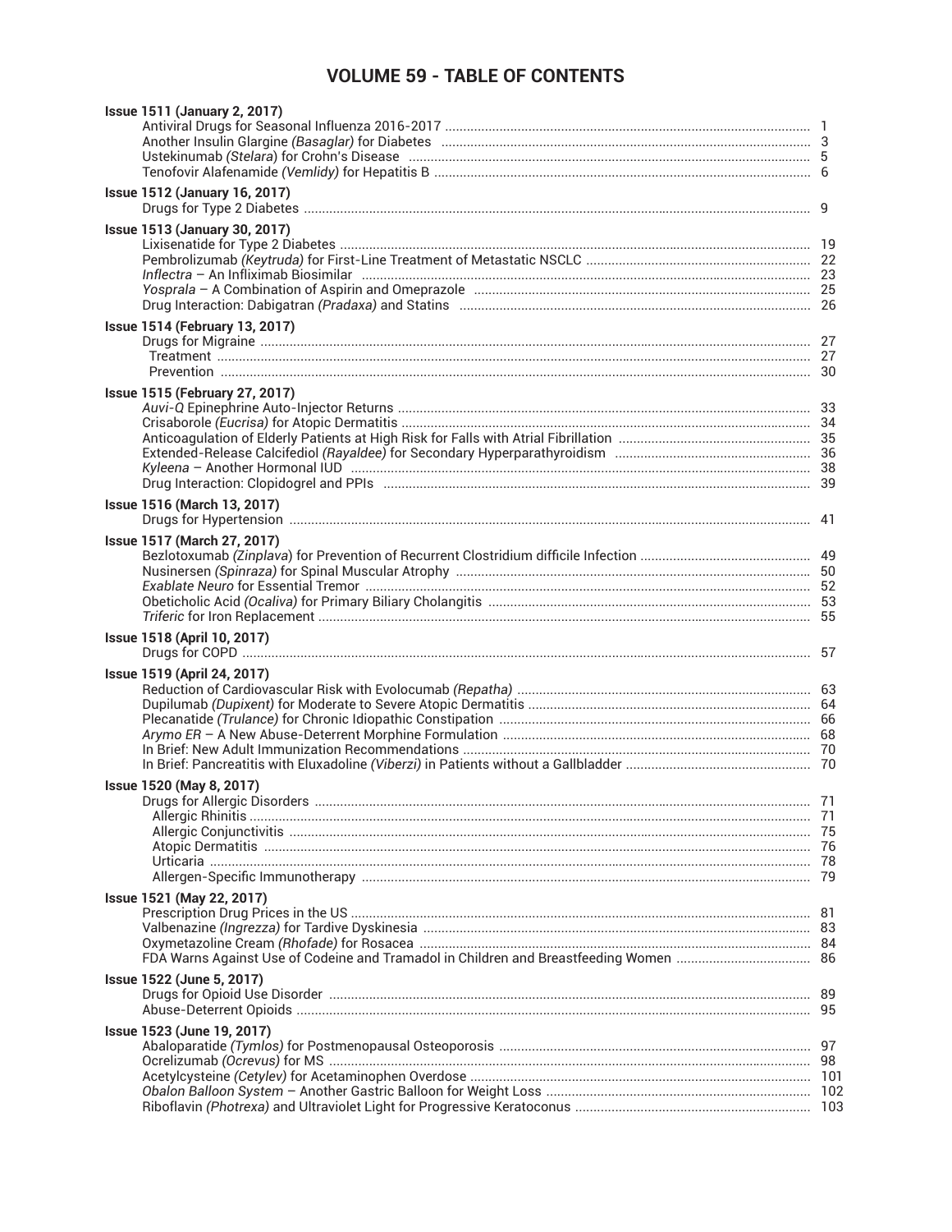# VOLUME 59 - TABLE OF CONTENTS

**Issue 1511 (January 2, 2017)**

- Antiviral Drugs for Seasonal Influenza 2016-2017 ..... 1
- Another Insulin Glargine *(Basaglar)* for Diabetes ..... 3
- Ustekinumab *(Stelara)* for Crohn's Disease ..... 5
- Tenofovir Alafenamide *(Vemlidy)* for Hepatitis B ..... 6

**Issue 1512 (January 16, 2017)**

- Drugs for Type 2 Diabetes ..... 9

**Issue 1513 (January 30, 2017)**

- Lixisenatide for Type 2 Diabetes ..... 19
- Pembrolizumab *(Keytruda)* for First-Line Treatment of Metastatic NSCLC ..... 22
- *Inflectra* – An Infliximab Biosimilar ..... 23
- *Yosprala* – A Combination of Aspirin and Omeprazole ..... 25
- Drug Interaction: Dabigatran *(Pradaxa)* and Statins ..... 26

**Issue 1514 (February 13, 2017)**

- Drugs for Migraine ..... 27
  - Treatment ..... 27
  - Prevention ..... 30

**Issue 1515 (February 27, 2017)**

- *Auvi-Q* Epinephrine Auto-Injector Returns ..... 33
- Crisaborole *(Eucrisa)* for Atopic Dermatitis ..... 34
- Anticoagulation of Elderly Patients at High Risk for Falls with Atrial Fibrillation ..... 35
- Extended-Release Calcifediol *(Rayaldee)* for Secondary Hyperparathyroidism ..... 36
- *Kyleena* – Another Hormonal IUD ..... 38
- Drug Interaction: Clopidogrel and PPIs ..... 39

**Issue 1516 (March 13, 2017)**

- Drugs for Hypertension ..... 41

**Issue 1517 (March 27, 2017)**

- Bezlotoxumab *(Zinplava)* for Prevention of Recurrent Clostridium difficile Infection ..... 49
- Nusinersen *(Spinraza)* for Spinal Muscular Atrophy ..... 50
- *Exablate Neuro* for Essential Tremor ..... 52
- Obeticholic Acid *(Ocaliva)* for Primary Biliary Cholangitis ..... 53
- *Triferic* for Iron Replacement ..... 55

**Issue 1518 (April 10, 2017)**

- Drugs for COPD ..... 57

**Issue 1519 (April 24, 2017)**

- Reduction of Cardiovascular Risk with Evolocumab *(Repatha)* ..... 63
- Dupilumab *(Dupixent)* for Moderate to Severe Atopic Dermatitis ..... 64
- Plecanatide *(Trulance)* for Chronic Idiopathic Constipation ..... 66
- *Arymo ER* – A New Abuse-Deterrent Morphine Formulation ..... 68
- In Brief: New Adult Immunization Recommendations ..... 70
- In Brief: Pancreatitis with Eluxadoline *(Viberzi)* in Patients without a Gallbladder ..... 70

**Issue 1520 (May 8, 2017)**

- Drugs for Allergic Disorders ..... 71
  - Allergic Rhinitis ..... 71
  - Allergic Conjunctivitis ..... 75
  - Atopic Dermatitis ..... 76
  - Urticaria ..... 78
  - Allergen-Specific Immunotherapy ..... 79

**Issue 1521 (May 22, 2017)**

- Prescription Drug Prices in the US ..... 81
- Valbenazine *(Ingrezza)* for Tardive Dyskinesia ..... 83
- Oxymetazoline Cream *(Rhofade)* for Rosacea ..... 84
- FDA Warns Against Use of Codeine and Tramadol in Children and Breastfeeding Women ..... 86

**Issue 1522 (June 5, 2017)**

- Drugs for Opioid Use Disorder ..... 89
- Abuse-Deterrent Opioids ..... 95

**Issue 1523 (June 19, 2017)**

- Abaloparatide *(Tymlos)* for Postmenopausal Osteoporosis ..... 97
- Ocrelizumab *(Ocrevus)* for MS ..... 98
- Acetylcysteine *(Cetylev)* for Acetaminophen Overdose ..... 101
- *Obalon Balloon System* – Another Gastric Balloon for Weight Loss ..... 102
- Riboflavin *(Photrexa)* and Ultraviolet Light for Progressive Keratoconus ..... 103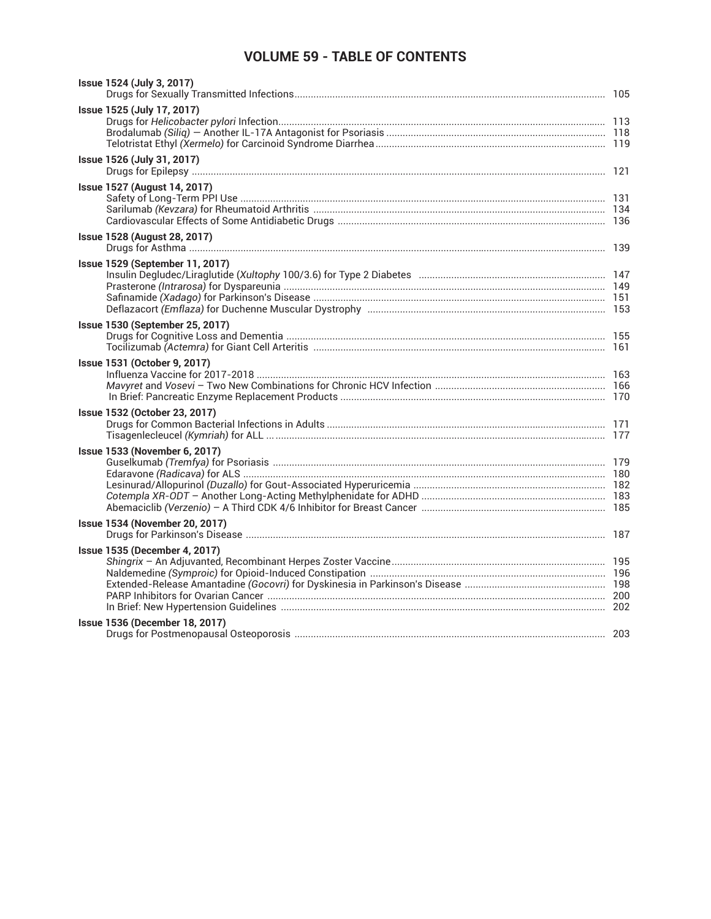# VOLUME 59 - TABLE OF CONTENTS

**Issue 1524 (July 3, 2017)**

Drugs for Sexually Transmitted Infections ..... 105

**Issue 1525 (July 17, 2017)**

Drugs for *Helicobacter pylori* Infection ..... 113
Brodalumab *(Siliq)* — Another IL-17A Antagonist for Psoriasis ..... 118
Telotristat Ethyl *(Xermelo)* for Carcinoid Syndrome Diarrhea ..... 119

**Issue 1526 (July 31, 2017)**

Drugs for Epilepsy ..... 121

**Issue 1527 (August 14, 2017)**

Safety of Long-Term PPI Use ..... 131
Sarilumab *(Kevzara)* for Rheumatoid Arthritis ..... 134
Cardiovascular Effects of Some Antidiabetic Drugs ..... 136

**Issue 1528 (August 28, 2017)**

Drugs for Asthma ..... 139

**Issue 1529 (September 11, 2017)**

Insulin Degludec/Liraglutide (*Xultophy* 100/3.6) for Type 2 Diabetes ..... 147
Prasterone *(Intrarosa)* for Dyspareunia ..... 149
Safinamide *(Xadago)* for Parkinson's Disease ..... 151
Deflazacort *(Emflaza)* for Duchenne Muscular Dystrophy ..... 153

**Issue 1530 (September 25, 2017)**

Drugs for Cognitive Loss and Dementia ..... 155
Tocilizumab *(Actemra)* for Giant Cell Arteritis ..... 161

**Issue 1531 (October 9, 2017)**

Influenza Vaccine for 2017-2018 ..... 163
*Mavyret* and *Vosevi* – Two New Combinations for Chronic HCV Infection ..... 166
In Brief: Pancreatic Enzyme Replacement Products ..... 170

**Issue 1532 (October 23, 2017)**

Drugs for Common Bacterial Infections in Adults ..... 171
Tisagenlecleucel *(Kymriah)* for ALL ..... 177

**Issue 1533 (November 6, 2017)**

Guselkumab *(Tremfya)* for Psoriasis ..... 179
Edaravone *(Radicava)* for ALS ..... 180
Lesinurad/Allopurinol *(Duzallo)* for Gout-Associated Hyperuricemia ..... 182
*Cotempla XR-ODT* – Another Long-Acting Methylphenidate for ADHD ..... 183
Abemaciclib *(Verzenio)* – A Third CDK 4/6 Inhibitor for Breast Cancer ..... 185

**Issue 1534 (November 20, 2017)**

Drugs for Parkinson's Disease ..... 187

**Issue 1535 (December 4, 2017)**

*Shingrix* – An Adjuvanted, Recombinant Herpes Zoster Vaccine ..... 195
Naldemedine *(Symproic)* for Opioid-Induced Constipation ..... 196
Extended-Release Amantadine *(Gocovri)* for Dyskinesia in Parkinson's Disease ..... 198
PARP Inhibitors for Ovarian Cancer ..... 200
In Brief: New Hypertension Guidelines ..... 202

**Issue 1536 (December 18, 2017)**

Drugs for Postmenopausal Osteoporosis ..... 203